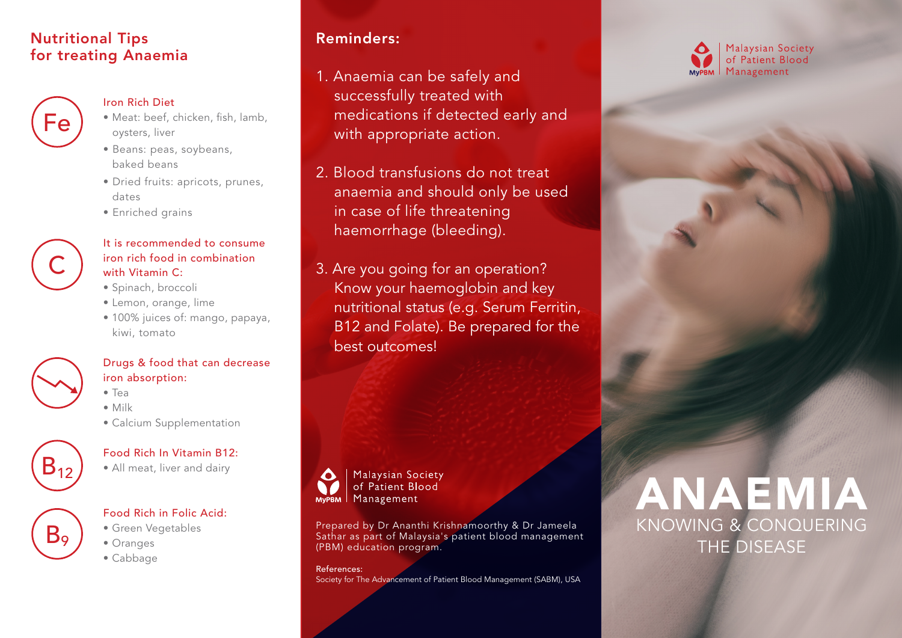## Nutritional Tips for treating Anaemia

### Iron Rich Diet

- Meat: beef, chicken, fish, lamb, oysters, liver
- Beans: peas, soybeans, baked beans
- Dried fruits: apricots, prunes, dates
- Enriched grains

### It is recommended to consume iron rich food in combination with Vitamin C:

- Spinach, broccoli
- Lemon, orange, lime
- 100% juices of: mango, papaya, kiwi, tomato

### Drugs & food that can decrease iron absorption:

- Tea
- Milk
- Calcium Supplementation

### Food Rich In Vitamin B12:

- All meat, liver and dairy

### Food Rich in Folic Acid:

- Green Vegetables
- Oranges
- Cabbage

## Reminders:

1. Anaemia can be safely and successfully treated with medications if detected early and with appropriate action.

2. Blood transfusions do not treat anaemia and should only be used in case of life threatening haemorrhage (bleeding).

3. Are you going for an operation? Know your haemoglobin and key nutritional status (e.g. Serum Ferritin, B12 and Folate). Be prepared for the best outcomes!

MyPBM | Malaysian Society of Patient Blood Management

Prepared by Dr Ananthi Krishnamoorthy & Dr Jameela Sathar as part of Malaysia's patient blood management (PBM) education program.

References:
Society for The Advancement of Patient Blood Management (SABM), USA

MyPBM | Malaysian Society of Patient Blood Management

# ANAEMIA

## KNOWING & CONQUERING THE DISEASE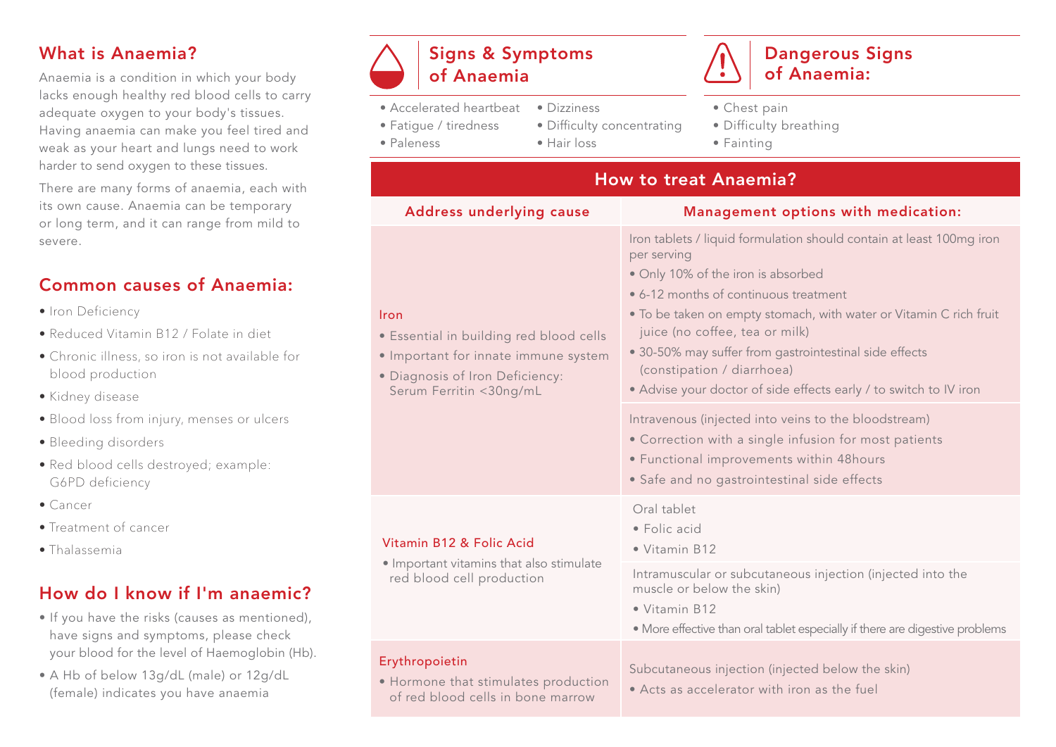## What is Anaemia?

Anaemia is a condition in which your body lacks enough healthy red blood cells to carry adequate oxygen to your body's tissues. Having anaemia can make you feel tired and weak as your heart and lungs need to work harder to send oxygen to these tissues.

There are many forms of anaemia, each with its own cause. Anaemia can be temporary or long term, and it can range from mild to severe.

## Common causes of Anaemia:

- Iron Deficiency
- Reduced Vitamin B12 / Folate in diet
- Chronic illness, so iron is not available for blood production
- Kidney disease
- Blood loss from injury, menses or ulcers
- Bleeding disorders
- Red blood cells destroyed; example: G6PD deficiency
- Cancer
- Treatment of cancer
- Thalassemia

## How do I know if I'm anaemic?

- If you have the risks (causes as mentioned), have signs and symptoms, please check your blood for the level of Haemoglobin (Hb).
- A Hb of below 13g/dL (male) or 12g/dL (female) indicates you have anaemia

## Signs & Symptoms of Anaemia

- Accelerated heartbeat
- Fatigue / tiredness
- Paleness
- Dizziness
- Difficulty concentrating
- Hair loss

## Dangerous Signs of Anaemia:

- Chest pain
- Difficulty breathing
- Fainting

## How to treat Anaemia?

| Address underlying cause | Management options with medication: |
|---|---|
| **Iron**<br>• Essential in building red blood cells<br>• Important for innate immune system<br>• Diagnosis of Iron Deficiency: Serum Ferritin <30ng/mL | Iron tablets / liquid formulation should contain at least 100mg iron per serving<br>• Only 10% of the iron is absorbed<br>• 6-12 months of continuous treatment<br>• To be taken on empty stomach, with water or Vitamin C rich fruit juice (no coffee, tea or milk)<br>• 30-50% may suffer from gastrointestinal side effects (constipation / diarrhoea)<br>• Advise your doctor of side effects early / to switch to IV iron |
| | Intravenous (injected into veins to the bloodstream)<br>• Correction with a single infusion for most patients<br>• Functional improvements within 48hours<br>• Safe and no gastrointestinal side effects |
| **Vitamin B12 & Folic Acid**<br>• Important vitamins that also stimulate red blood cell production | Oral tablet<br>• Folic acid<br>• Vitamin B12 |
| | Intramuscular or subcutaneous injection (injected into the muscle or below the skin)<br>• Vitamin B12<br>• More effective than oral tablet especially if there are digestive problems |
| **Erythropoietin**<br>• Hormone that stimulates production of red blood cells in bone marrow | Subcutaneous injection (injected below the skin)<br>• Acts as accelerator with iron as the fuel |